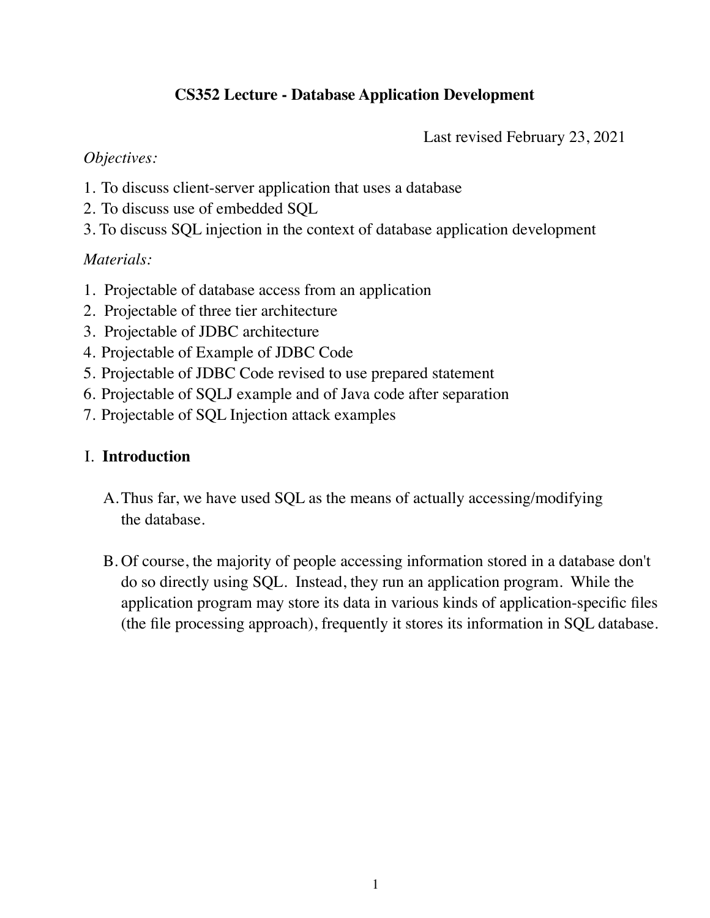# CS352 Lecture - Database Application Development

Last revised February 23, 2021

*Objectives:*

1. To discuss client-server application that uses a database
2. To discuss use of embedded SQL
3. To discuss SQL injection in the context of database application development

*Materials:*

1. Projectable of database access from an application
2. Projectable of three tier architecture
3. Projectable of JDBC architecture
4. Projectable of Example of JDBC Code
5. Projectable of JDBC Code revised to use prepared statement
6. Projectable of SQLJ example and of Java code after separation
7. Projectable of SQL Injection attack examples

## I. **Introduction**

A. Thus far, we have used SQL as the means of actually accessing/modifying the database.

B. Of course, the majority of people accessing information stored in a database don't do so directly using SQL. Instead, they run an application program. While the application program may store its data in various kinds of application-specific files (the file processing approach), frequently it stores its information in SQL database.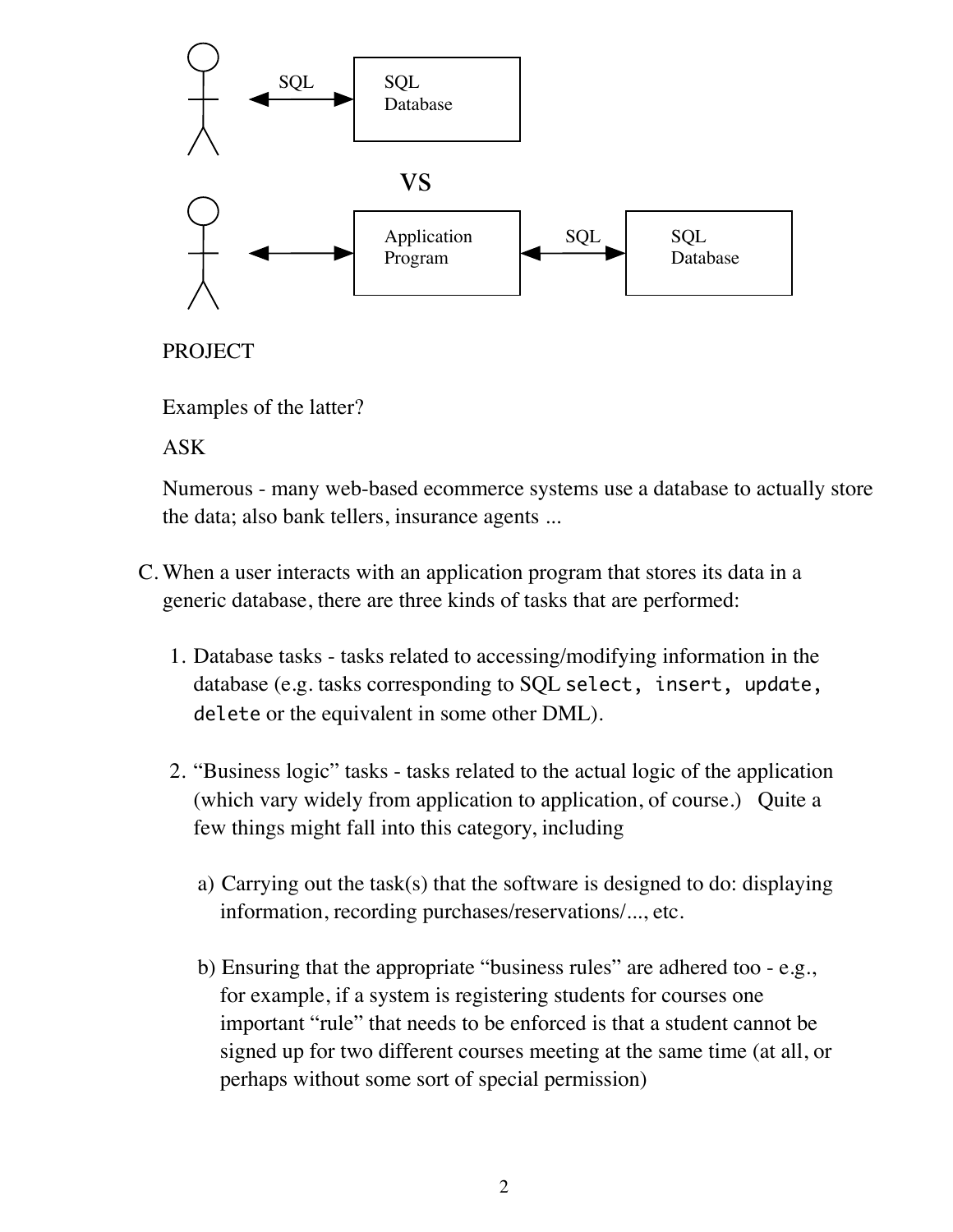PROJECT

Examples of the latter?

ASK

Numerous - many web-based ecommerce systems use a database to actually store the data; also bank tellers, insurance agents ...

C. When a user interacts with an application program that stores its data in a generic database, there are three kinds of tasks that are performed:

   1. Database tasks - tasks related to accessing/modifying information in the database (e.g. tasks corresponding to SQL `select, insert, update, delete` or the equivalent in some other DML).

   2. "Business logic" tasks - tasks related to the actual logic of the application (which vary widely from application to application, of course.) Quite a few things might fall into this category, including

      a) Carrying out the task(s) that the software is designed to do: displaying information, recording purchases/reservations/..., etc.

      b) Ensuring that the appropriate "business rules" are adhered too - e.g., for example, if a system is registering students for courses one important "rule" that needs to be enforced is that a student cannot be signed up for two different courses meeting at the same time (at all, or perhaps without some sort of special permission)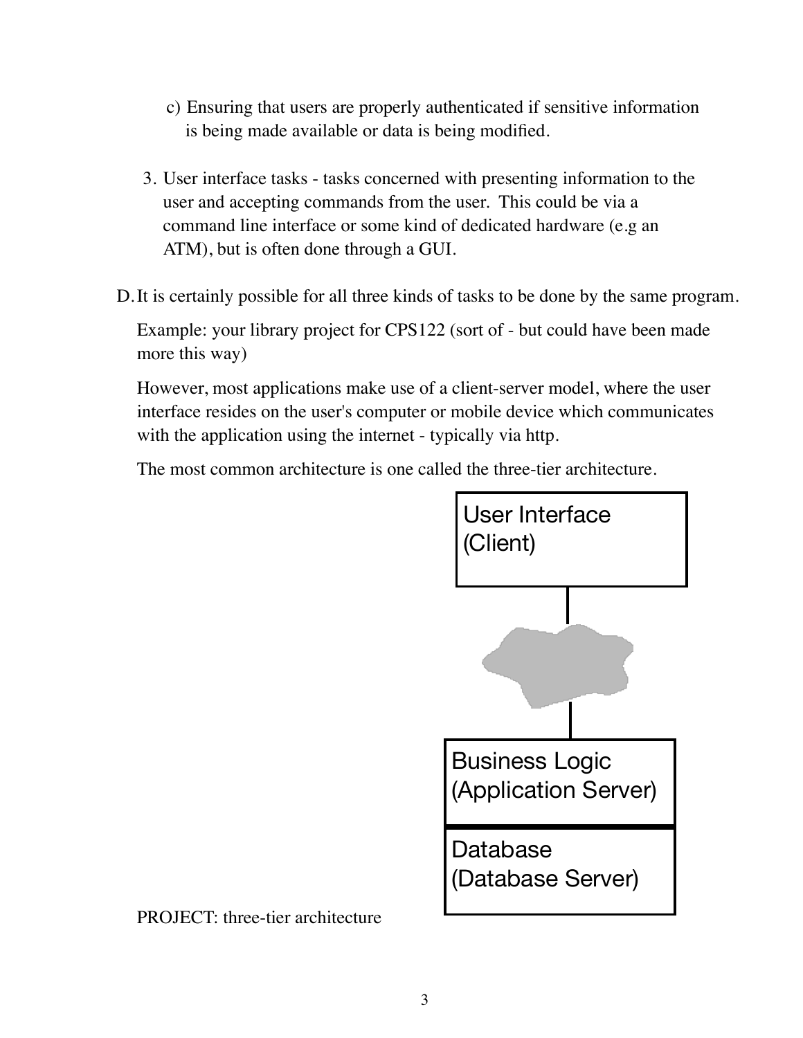c) Ensuring that users are properly authenticated if sensitive information is being made available or data is being modified.

3. User interface tasks - tasks concerned with presenting information to the user and accepting commands from the user. This could be via a command line interface or some kind of dedicated hardware (e.g an ATM), but is often done through a GUI.

D. It is certainly possible for all three kinds of tasks to be done by the same program.

   Example: your library project for CPS122 (sort of - but could have been made more this way)

   However, most applications make use of a client-server model, where the user interface resides on the user's computer or mobile device which communicates with the application using the internet - typically via http.

   The most common architecture is one called the three-tier architecture.

   User Interface (Client)

   Business Logic (Application Server)

   Database (Database Server)

   PROJECT: three-tier architecture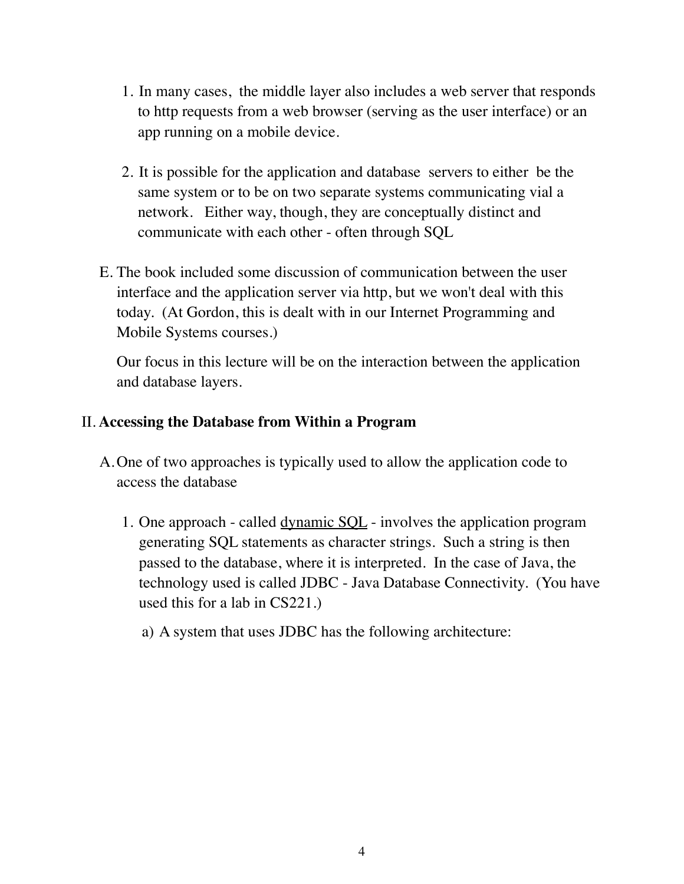1. In many cases, the middle layer also includes a web server that responds to http requests from a web browser (serving as the user interface) or an app running on a mobile device.

2. It is possible for the application and database servers to either be the same system or to be on two separate systems communicating vial a network. Either way, though, they are conceptually distinct and communicate with each other - often through SQL

E. The book included some discussion of communication between the user interface and the application server via http, but we won't deal with this today. (At Gordon, this is dealt with in our Internet Programming and Mobile Systems courses.)

   Our focus in this lecture will be on the interaction between the application and database layers.

## II. **Accessing the Database from Within a Program**

A. One of two approaches is typically used to allow the application code to access the database

   1. One approach - called <u>dynamic SQL</u> - involves the application program generating SQL statements as character strings. Such a string is then passed to the database, where it is interpreted. In the case of Java, the technology used is called JDBC - Java Database Connectivity. (You have used this for a lab in CS221.)

      a) A system that uses JDBC has the following architecture: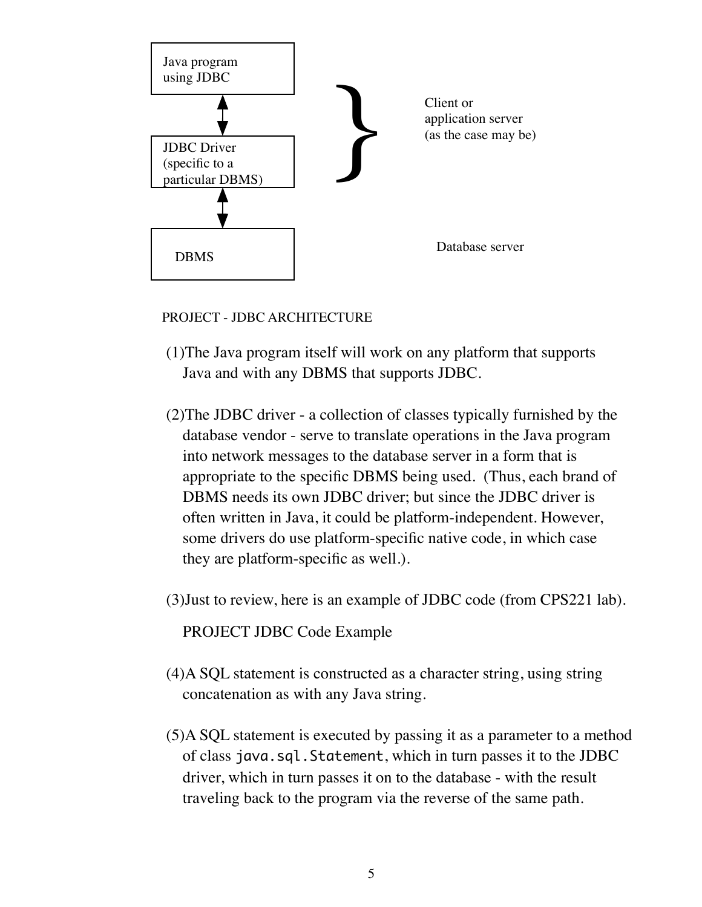Java program using JDBC

JDBC Driver (specific to a particular DBMS)

DBMS

Client or application server (as the case may be)

Database server

PROJECT - JDBC ARCHITECTURE

(1) The Java program itself will work on any platform that supports Java and with any DBMS that supports JDBC.

(2) The JDBC driver - a collection of classes typically furnished by the database vendor - serve to translate operations in the Java program into network messages to the database server in a form that is appropriate to the specific DBMS being used. (Thus, each brand of DBMS needs its own JDBC driver; but since the JDBC driver is often written in Java, it could be platform-independent. However, some drivers do use platform-specific native code, in which case they are platform-specific as well.).

(3) Just to review, here is an example of JDBC code (from CPS221 lab).

PROJECT JDBC Code Example

(4) A SQL statement is constructed as a character string, using string concatenation as with any Java string.

(5) A SQL statement is executed by passing it as a parameter to a method of class `java.sql.Statement`, which in turn passes it to the JDBC driver, which in turn passes it on to the database - with the result traveling back to the program via the reverse of the same path.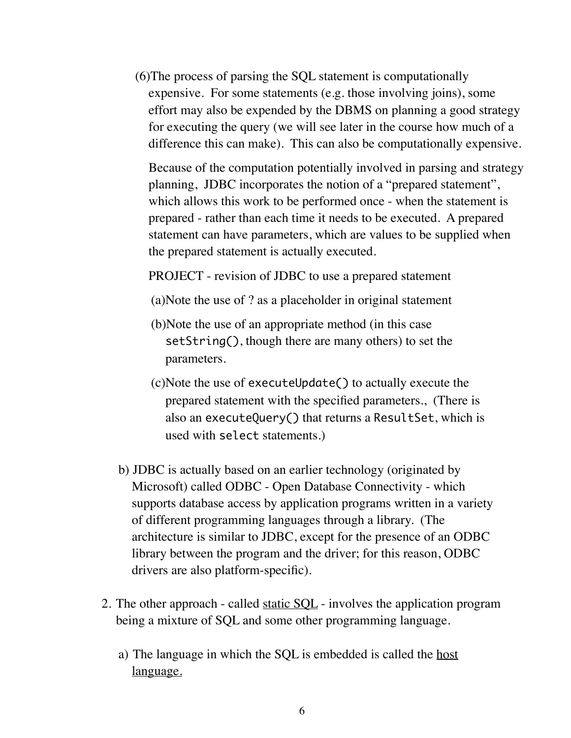(6) The process of parsing the SQL statement is computationally expensive. For some statements (e.g. those involving joins), some effort may also be expended by the DBMS on planning a good strategy for executing the query (we will see later in the course how much of a difference this can make). This can also be computationally expensive.

Because of the computation potentially involved in parsing and strategy planning, JDBC incorporates the notion of a "prepared statement", which allows this work to be performed once - when the statement is prepared - rather than each time it needs to be executed. A prepared statement can have parameters, which are values to be supplied when the prepared statement is actually executed.

PROJECT - revision of JDBC to use a prepared statement

(a) Note the use of ? as a placeholder in original statement

(b) Note the use of an appropriate method (in this case `setString()`, though there are many others) to set the parameters.

(c) Note the use of `executeUpdate()` to actually execute the prepared statement with the specified parameters., (There is also an `executeQuery()` that returns a `ResultSet`, which is used with `select` statements.)

b) JDBC is actually based on an earlier technology (originated by Microsoft) called ODBC - Open Database Connectivity - which supports database access by application programs written in a variety of different programming languages through a library. (The architecture is similar to JDBC, except for the presence of an ODBC library between the program and the driver; for this reason, ODBC drivers are also platform-specific).

2. The other approach - called <u>static SQL</u> - involves the application program being a mixture of SQL and some other programming language.

   a) The language in which the SQL is embedded is called the <u>host language.</u>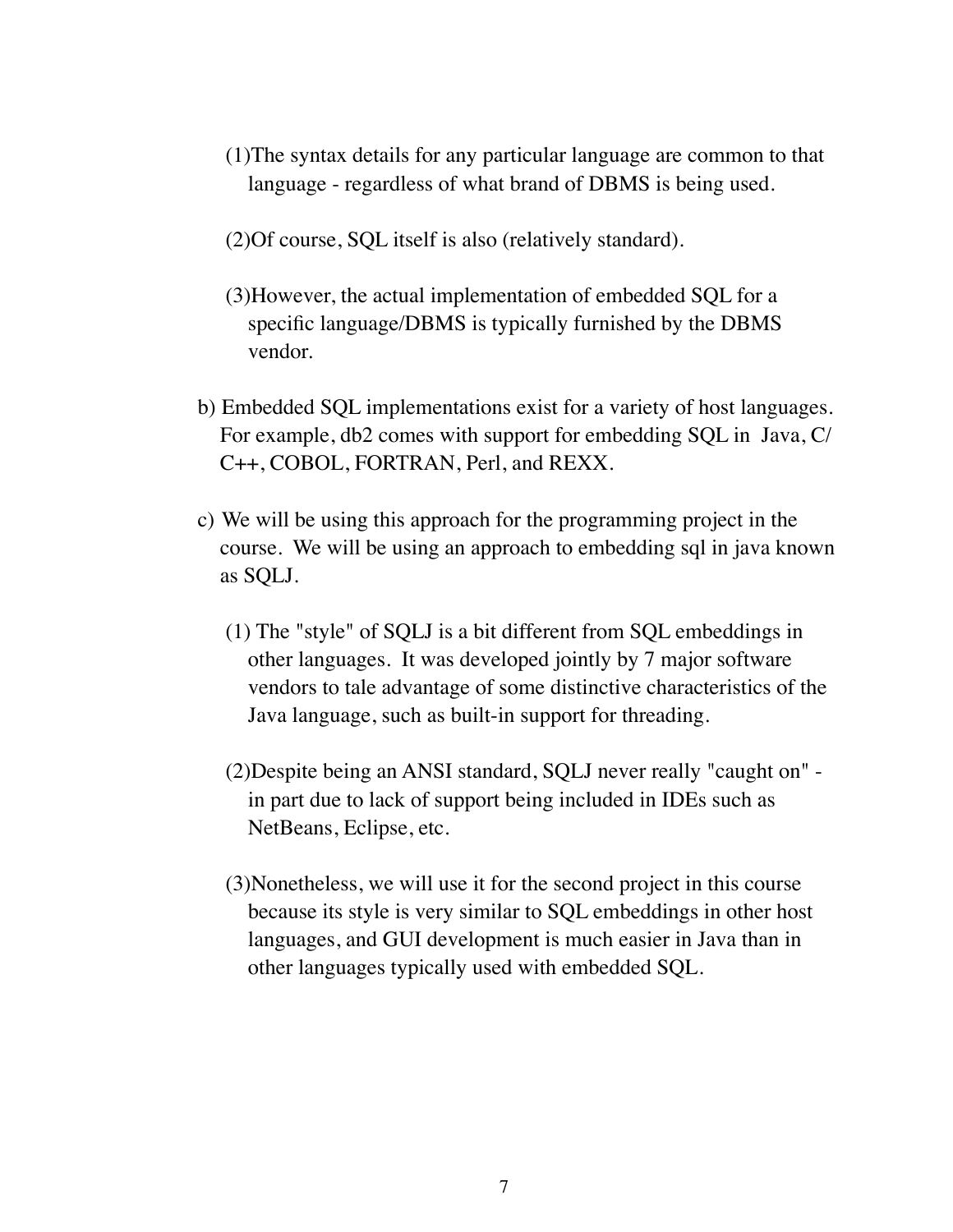(1)The syntax details for any particular language are common to that language - regardless of what brand of DBMS is being used.

(2)Of course, SQL itself is also (relatively standard).

(3)However, the actual implementation of embedded SQL for a specific language/DBMS is typically furnished by the DBMS vendor.

b) Embedded SQL implementations exist for a variety of host languages. For example, db2 comes with support for embedding SQL in Java, C/C++, COBOL, FORTRAN, Perl, and REXX.

c) We will be using this approach for the programming project in the course. We will be using an approach to embedding sql in java known as SQLJ.

(1) The "style" of SQLJ is a bit different from SQL embeddings in other languages. It was developed jointly by 7 major software vendors to tale advantage of some distinctive characteristics of the Java language, such as built-in support for threading.

(2)Despite being an ANSI standard, SQLJ never really "caught on" - in part due to lack of support being included in IDEs such as NetBeans, Eclipse, etc.

(3)Nonetheless, we will use it for the second project in this course because its style is very similar to SQL embeddings in other host languages, and GUI development is much easier in Java than in other languages typically used with embedded SQL.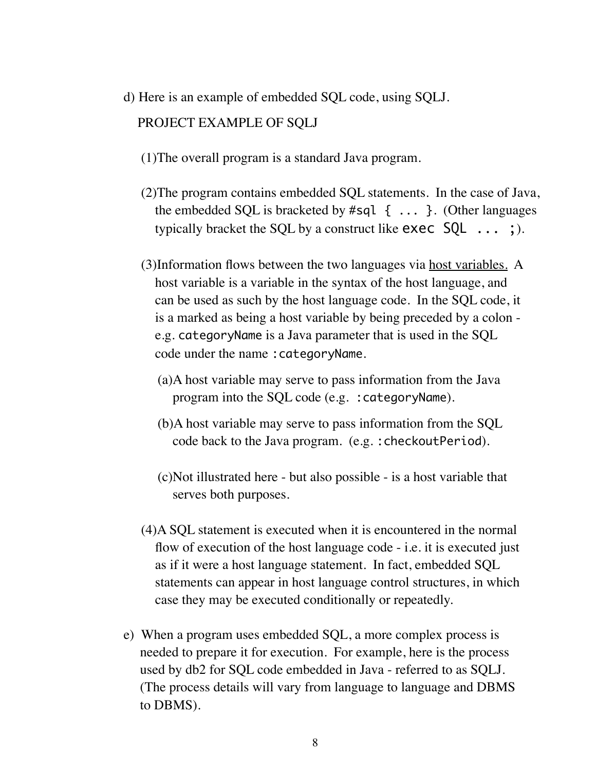d) Here is an example of embedded SQL code, using SQLJ.

PROJECT EXAMPLE OF SQLJ

(1) The overall program is a standard Java program.

(2) The program contains embedded SQL statements. In the case of Java, the embedded SQL is bracketed by `#sql { ... }`. (Other languages typically bracket the SQL by a construct like `exec SQL ... ;`).

(3) Information flows between the two languages via <u>host variables.</u> A host variable is a variable in the syntax of the host language, and can be used as such by the host language code. In the SQL code, it is a marked as being a host variable by being preceded by a colon - e.g. `categoryName` is a Java parameter that is used in the SQL code under the name `:categoryName`.

  (a) A host variable may serve to pass information from the Java program into the SQL code (e.g. `:categoryName`).

  (b) A host variable may serve to pass information from the SQL code back to the Java program. (e.g. `:checkoutPeriod`).

  (c) Not illustrated here - but also possible - is a host variable that serves both purposes.

(4) A SQL statement is executed when it is encountered in the normal flow of execution of the host language code - i.e. it is executed just as if it were a host language statement. In fact, embedded SQL statements can appear in host language control structures, in which case they may be executed conditionally or repeatedly.

e) When a program uses embedded SQL, a more complex process is needed to prepare it for execution. For example, here is the process used by db2 for SQL code embedded in Java - referred to as SQLJ. (The process details will vary from language to language and DBMS to DBMS).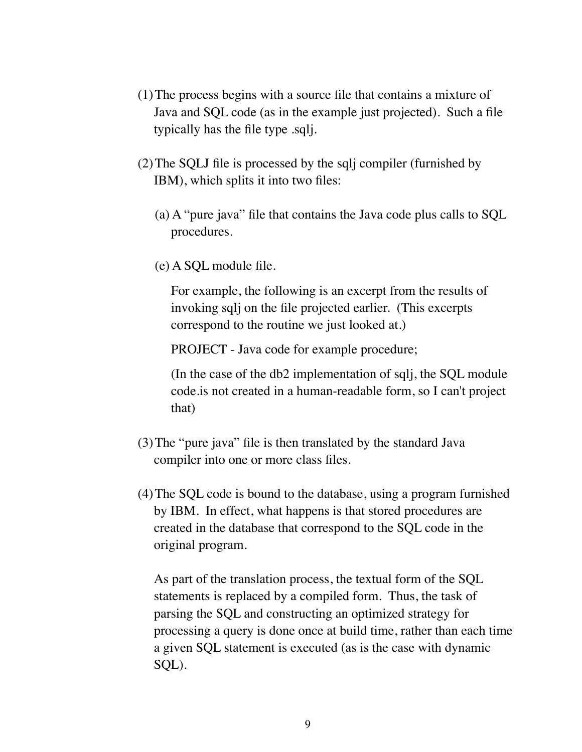(1) The process begins with a source file that contains a mixture of Java and SQL code (as in the example just projected). Such a file typically has the file type .sqlj.

(2) The SQLJ file is processed by the sqlj compiler (furnished by IBM), which splits it into two files:

   (a) A "pure java" file that contains the Java code plus calls to SQL procedures.

   (e) A SQL module file.

   For example, the following is an excerpt from the results of invoking sqlj on the file projected earlier. (This excerpts correspond to the routine we just looked at.)

   PROJECT - Java code for example procedure;

   (In the case of the db2 implementation of sqlj, the SQL module code.is not created in a human-readable form, so I can't project that)

(3) The "pure java" file is then translated by the standard Java compiler into one or more class files.

(4) The SQL code is bound to the database, using a program furnished by IBM. In effect, what happens is that stored procedures are created in the database that correspond to the SQL code in the original program.

   As part of the translation process, the textual form of the SQL statements is replaced by a compiled form. Thus, the task of parsing the SQL and constructing an optimized strategy for processing a query is done once at build time, rather than each time a given SQL statement is executed (as is the case with dynamic SQL).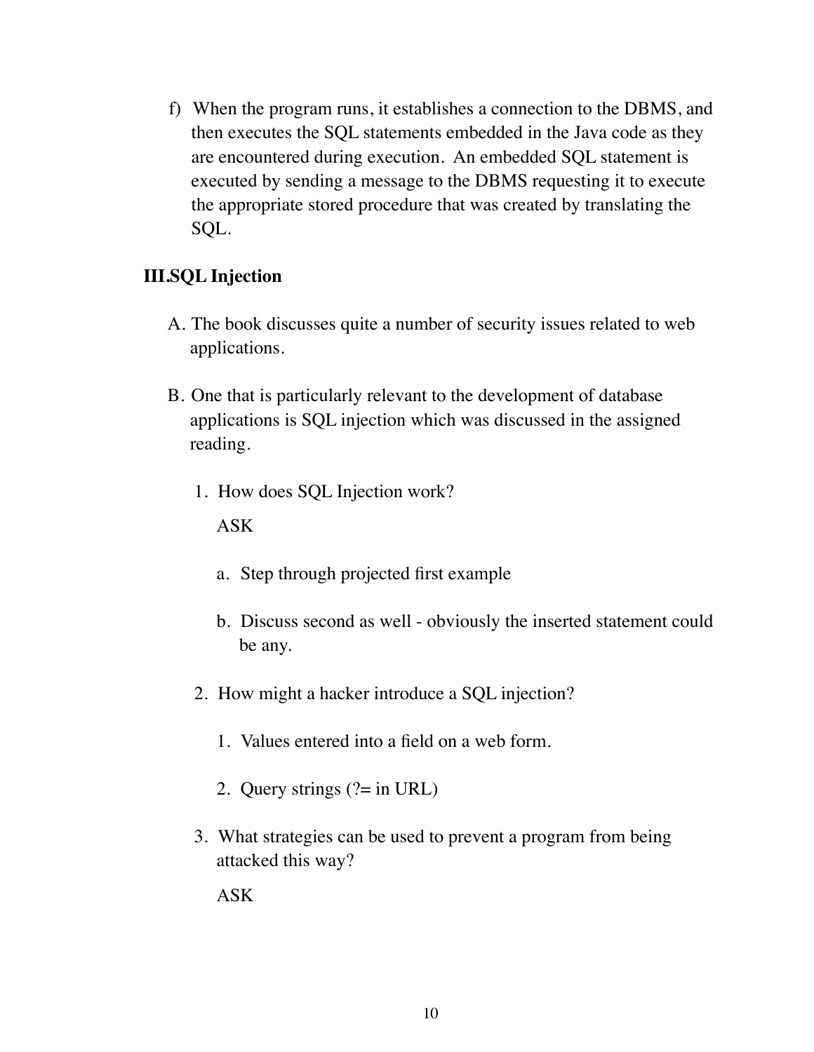f) When the program runs, it establishes a connection to the DBMS, and then executes the SQL statements embedded in the Java code as they are encountered during execution. An embedded SQL statement is executed by sending a message to the DBMS requesting it to execute the appropriate stored procedure that was created by translating the SQL.

**III.SQL Injection**

A. The book discusses quite a number of security issues related to web applications.

B. One that is particularly relevant to the development of database applications is SQL injection which was discussed in the assigned reading.

1. How does SQL Injection work?

   ASK

   a. Step through projected first example

   b. Discuss second as well - obviously the inserted statement could be any.

2. How might a hacker introduce a SQL injection?

   1. Values entered into a field on a web form.

   2. Query strings (?= in URL)

3. What strategies can be used to prevent a program from being attacked this way?

   ASK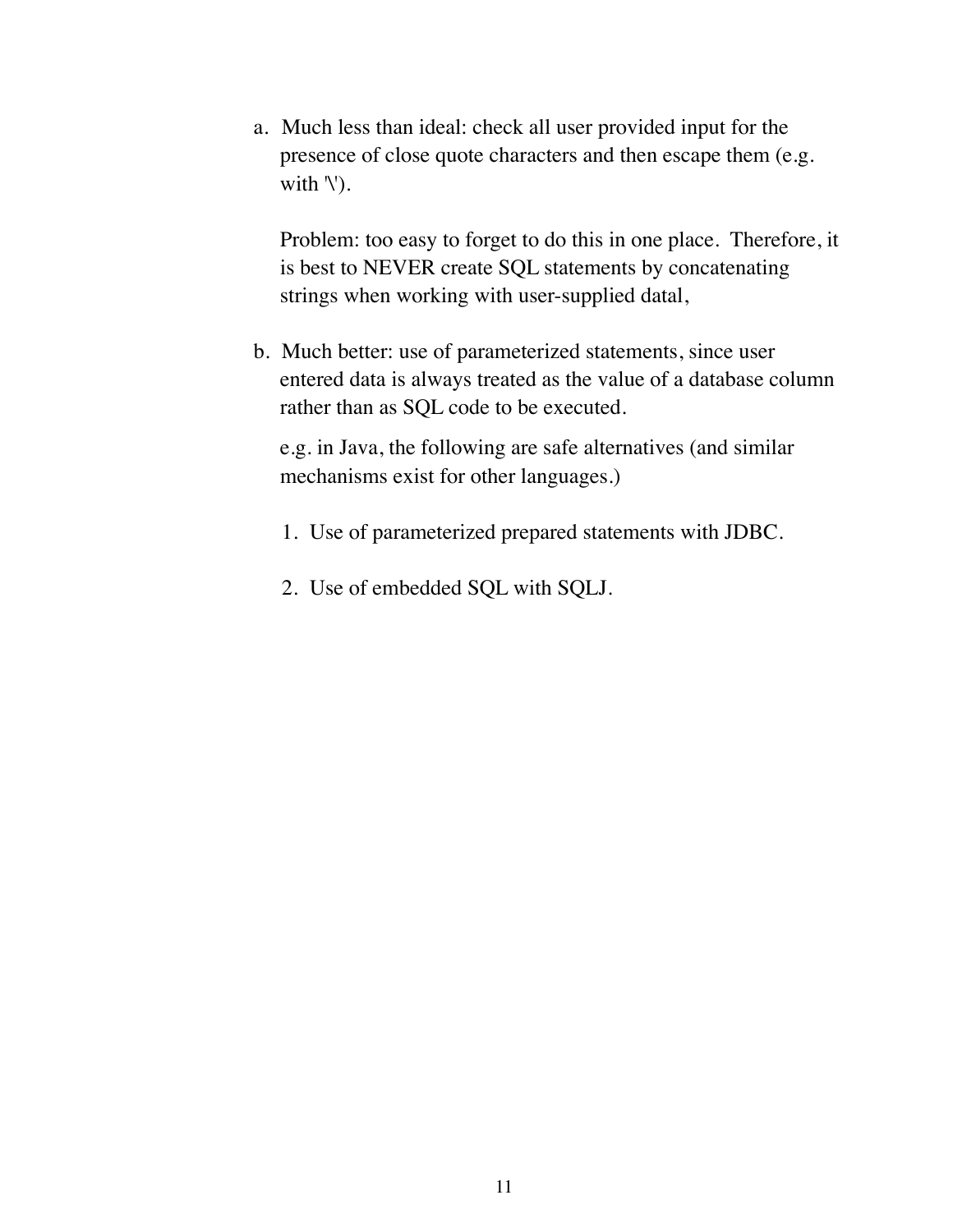a. Much less than ideal: check all user provided input for the presence of close quote characters and then escape them (e.g. with '\').

   Problem: too easy to forget to do this in one place. Therefore, it is best to NEVER create SQL statements by concatenating strings when working with user-supplied datal,

b. Much better: use of parameterized statements, since user entered data is always treated as the value of a database column rather than as SQL code to be executed.

   e.g. in Java, the following are safe alternatives (and similar mechanisms exist for other languages.)

   1. Use of parameterized prepared statements with JDBC.

   2. Use of embedded SQL with SQLJ.